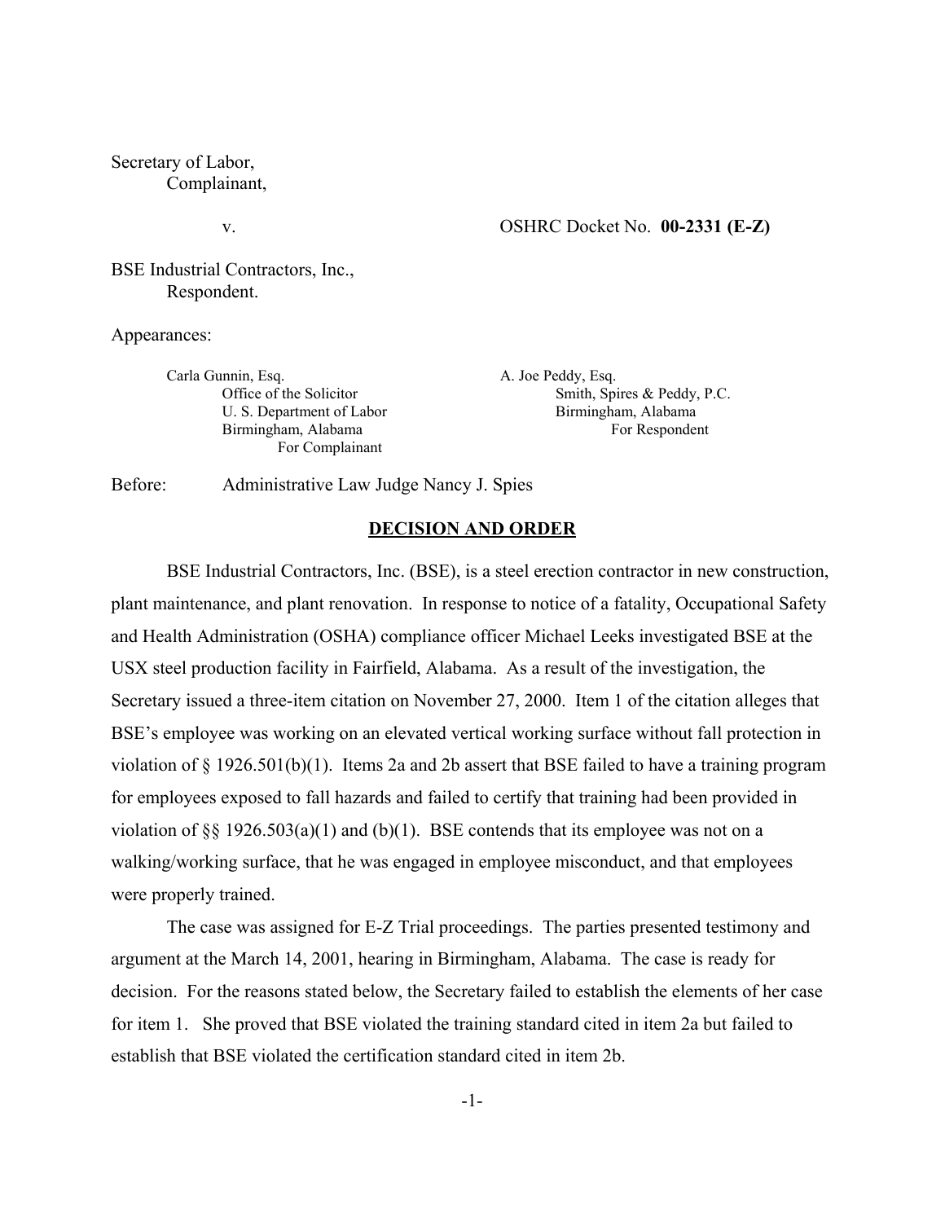Secretary of Labor,
Complainant,

v. OSHRC Docket No. **00-2331 (E-Z)**

BSE Industrial Contractors, Inc.,
Respondent.

Appearances:

| | |
|---|---|
| Carla Gunnin, Esq. | A. Joe Peddy, Esq. |
| Office of the Solicitor | Smith, Spires & Peddy, P.C. |
| U. S. Department of Labor | Birmingham, Alabama |
| Birmingham, Alabama | For Respondent |
| For Complainant | |

Before: Administrative Law Judge Nancy J. Spies

**DECISION AND ORDER**

BSE Industrial Contractors, Inc. (BSE), is a steel erection contractor in new construction, plant maintenance, and plant renovation. In response to notice of a fatality, Occupational Safety and Health Administration (OSHA) compliance officer Michael Leeks investigated BSE at the USX steel production facility in Fairfield, Alabama. As a result of the investigation, the Secretary issued a three-item citation on November 27, 2000. Item 1 of the citation alleges that BSE's employee was working on an elevated vertical working surface without fall protection in violation of § 1926.501(b)(1). Items 2a and 2b assert that BSE failed to have a training program for employees exposed to fall hazards and failed to certify that training had been provided in violation of §§ 1926.503(a)(1) and (b)(1). BSE contends that its employee was not on a walking/working surface, that he was engaged in employee misconduct, and that employees were properly trained.

The case was assigned for E-Z Trial proceedings. The parties presented testimony and argument at the March 14, 2001, hearing in Birmingham, Alabama. The case is ready for decision. For the reasons stated below, the Secretary failed to establish the elements of her case for item 1. She proved that BSE violated the training standard cited in item 2a but failed to establish that BSE violated the certification standard cited in item 2b.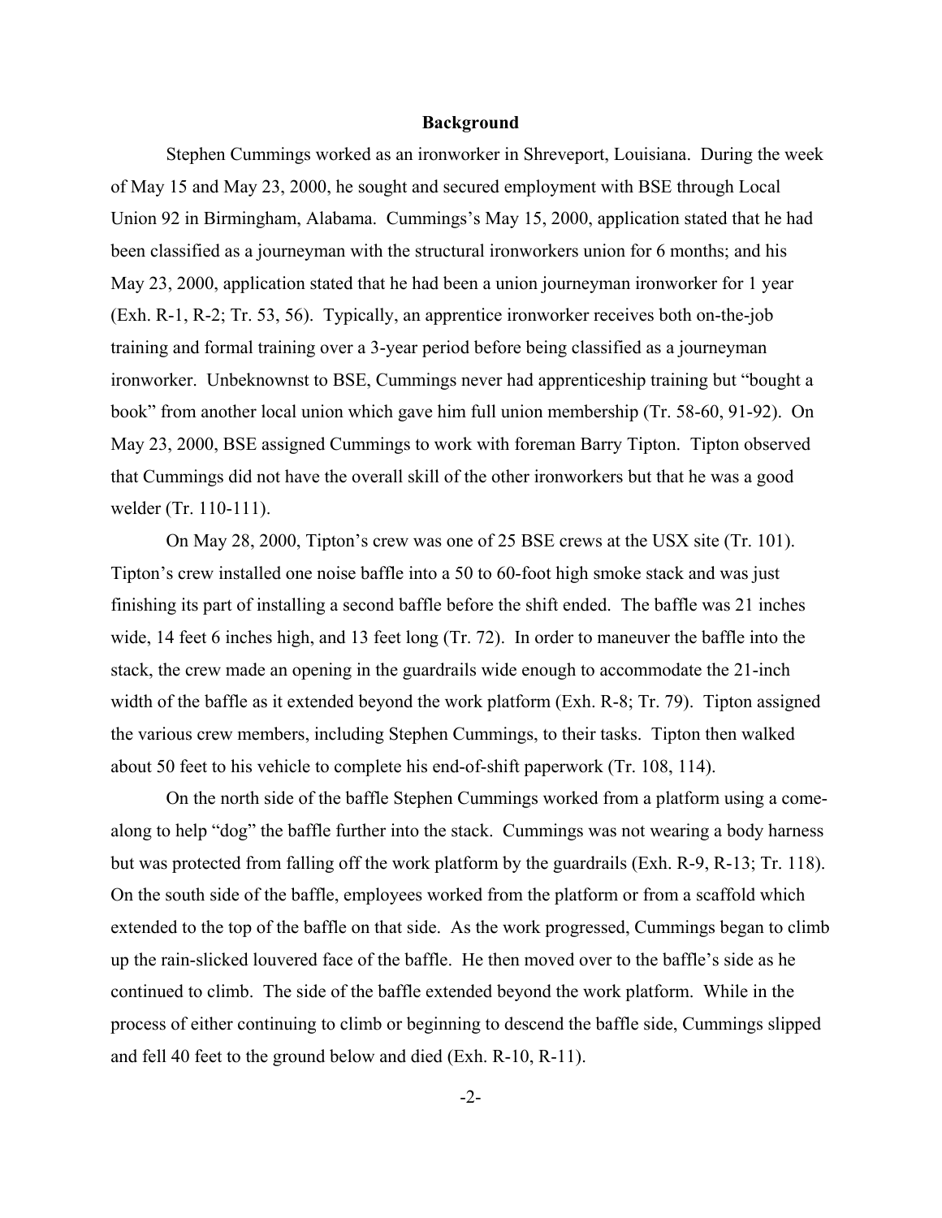## Background

Stephen Cummings worked as an ironworker in Shreveport, Louisiana. During the week of May 15 and May 23, 2000, he sought and secured employment with BSE through Local Union 92 in Birmingham, Alabama. Cummings's May 15, 2000, application stated that he had been classified as a journeyman with the structural ironworkers union for 6 months; and his May 23, 2000, application stated that he had been a union journeyman ironworker for 1 year (Exh. R-1, R-2; Tr. 53, 56). Typically, an apprentice ironworker receives both on-the-job training and formal training over a 3-year period before being classified as a journeyman ironworker. Unbeknownst to BSE, Cummings never had apprenticeship training but "bought a book" from another local union which gave him full union membership (Tr. 58-60, 91-92). On May 23, 2000, BSE assigned Cummings to work with foreman Barry Tipton. Tipton observed that Cummings did not have the overall skill of the other ironworkers but that he was a good welder (Tr. 110-111).

On May 28, 2000, Tipton's crew was one of 25 BSE crews at the USX site (Tr. 101). Tipton's crew installed one noise baffle into a 50 to 60-foot high smoke stack and was just finishing its part of installing a second baffle before the shift ended. The baffle was 21 inches wide, 14 feet 6 inches high, and 13 feet long (Tr. 72). In order to maneuver the baffle into the stack, the crew made an opening in the guardrails wide enough to accommodate the 21-inch width of the baffle as it extended beyond the work platform (Exh. R-8; Tr. 79). Tipton assigned the various crew members, including Stephen Cummings, to their tasks. Tipton then walked about 50 feet to his vehicle to complete his end-of-shift paperwork (Tr. 108, 114).

On the north side of the baffle Stephen Cummings worked from a platform using a come-along to help "dog" the baffle further into the stack. Cummings was not wearing a body harness but was protected from falling off the work platform by the guardrails (Exh. R-9, R-13; Tr. 118). On the south side of the baffle, employees worked from the platform or from a scaffold which extended to the top of the baffle on that side. As the work progressed, Cummings began to climb up the rain-slicked louvered face of the baffle. He then moved over to the baffle's side as he continued to climb. The side of the baffle extended beyond the work platform. While in the process of either continuing to climb or beginning to descend the baffle side, Cummings slipped and fell 40 feet to the ground below and died (Exh. R-10, R-11).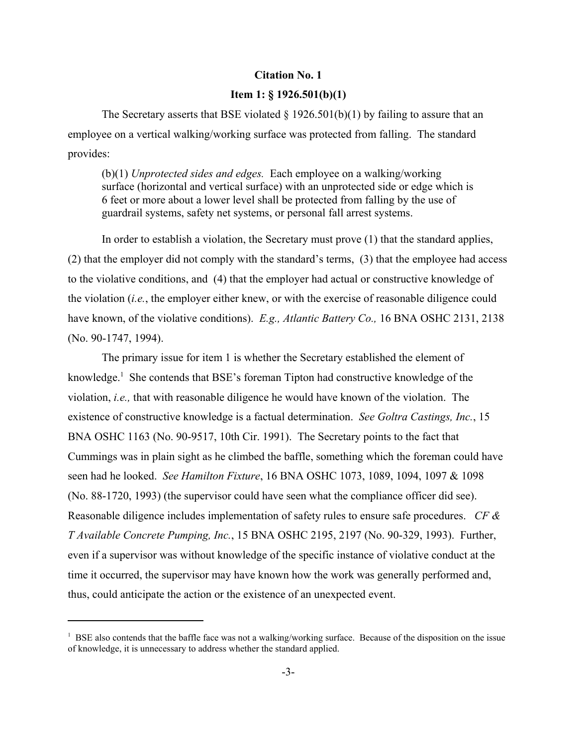**Citation No. 1**

**Item 1: § 1926.501(b)(1)**

The Secretary asserts that BSE violated § 1926.501(b)(1) by failing to assure that an employee on a vertical walking/working surface was protected from falling. The standard provides:

> (b)(1) *Unprotected sides and edges.* Each employee on a walking/working surface (horizontal and vertical surface) with an unprotected side or edge which is 6 feet or more about a lower level shall be protected from falling by the use of guardrail systems, safety net systems, or personal fall arrest systems.

In order to establish a violation, the Secretary must prove (1) that the standard applies, (2) that the employer did not comply with the standard's terms, (3) that the employee had access to the violative conditions, and (4) that the employer had actual or constructive knowledge of the violation (*i.e.*, the employer either knew, or with the exercise of reasonable diligence could have known, of the violative conditions). *E.g., Atlantic Battery Co.,* 16 BNA OSHC 2131, 2138 (No. 90-1747, 1994).

The primary issue for item 1 is whether the Secretary established the element of knowledge.[1] She contends that BSE's foreman Tipton had constructive knowledge of the violation, *i.e.,* that with reasonable diligence he would have known of the violation. The existence of constructive knowledge is a factual determination. *See Goltra Castings, Inc.*, 15 BNA OSHC 1163 (No. 90-9517, 10th Cir. 1991). The Secretary points to the fact that Cummings was in plain sight as he climbed the baffle, something which the foreman could have seen had he looked. *See Hamilton Fixture*, 16 BNA OSHC 1073, 1089, 1094, 1097 & 1098 (No. 88-1720, 1993) (the supervisor could have seen what the compliance officer did see). Reasonable diligence includes implementation of safety rules to ensure safe procedures. *CF & T Available Concrete Pumping, Inc.*, 15 BNA OSHC 2195, 2197 (No. 90-329, 1993). Further, even if a supervisor was without knowledge of the specific instance of violative conduct at the time it occurred, the supervisor may have known how the work was generally performed and, thus, could anticipate the action or the existence of an unexpected event.

---

[1] BSE also contends that the baffle face was not a walking/working surface. Because of the disposition on the issue of knowledge, it is unnecessary to address whether the standard applied.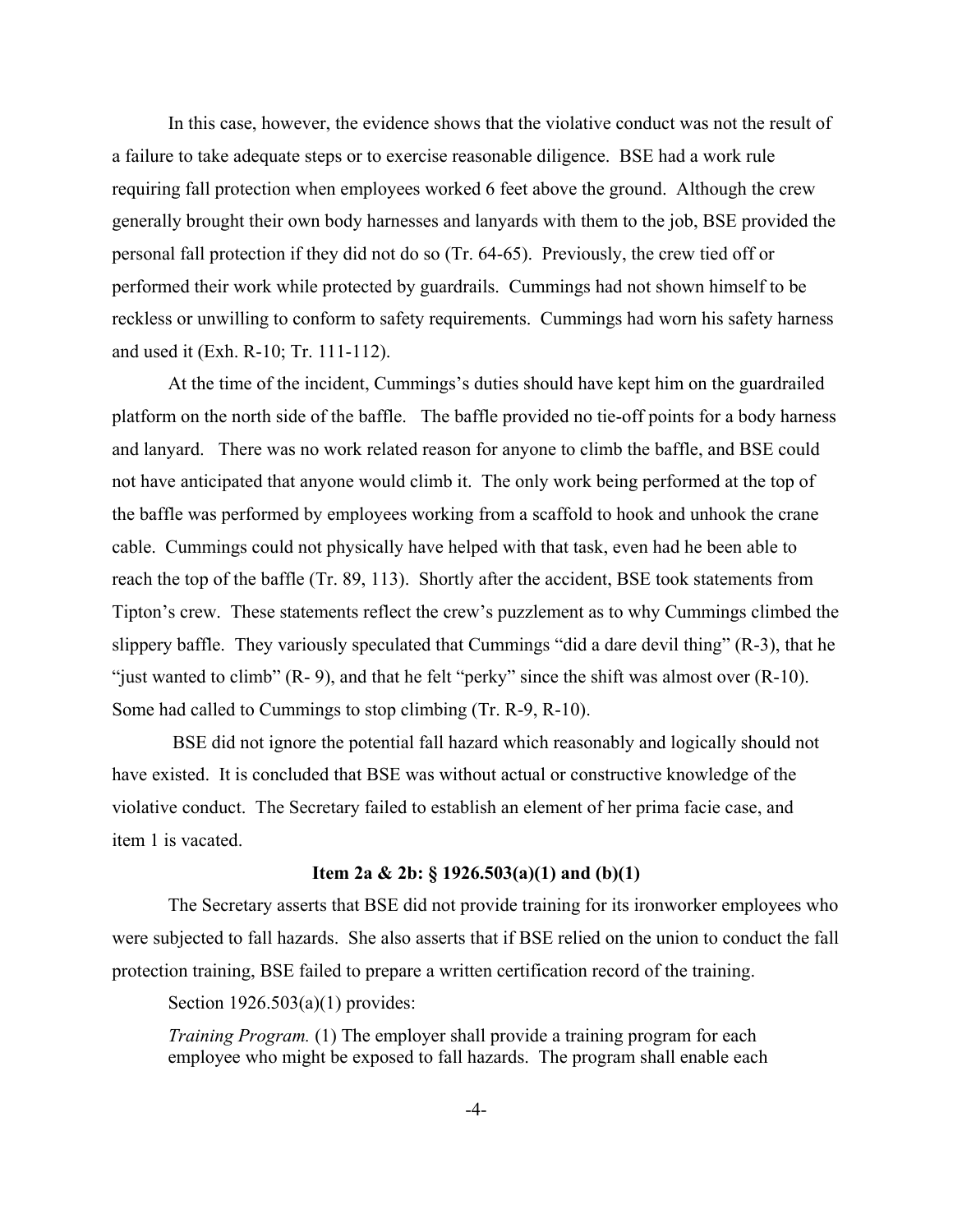In this case, however, the evidence shows that the violative conduct was not the result of a failure to take adequate steps or to exercise reasonable diligence. BSE had a work rule requiring fall protection when employees worked 6 feet above the ground. Although the crew generally brought their own body harnesses and lanyards with them to the job, BSE provided the personal fall protection if they did not do so (Tr. 64-65). Previously, the crew tied off or performed their work while protected by guardrails. Cummings had not shown himself to be reckless or unwilling to conform to safety requirements. Cummings had worn his safety harness and used it (Exh. R-10; Tr. 111-112).

At the time of the incident, Cummings's duties should have kept him on the guardrailed platform on the north side of the baffle. The baffle provided no tie-off points for a body harness and lanyard. There was no work related reason for anyone to climb the baffle, and BSE could not have anticipated that anyone would climb it. The only work being performed at the top of the baffle was performed by employees working from a scaffold to hook and unhook the crane cable. Cummings could not physically have helped with that task, even had he been able to reach the top of the baffle (Tr. 89, 113). Shortly after the accident, BSE took statements from Tipton's crew. These statements reflect the crew's puzzlement as to why Cummings climbed the slippery baffle. They variously speculated that Cummings "did a dare devil thing" (R-3), that he "just wanted to climb" (R- 9), and that he felt "perky" since the shift was almost over (R-10). Some had called to Cummings to stop climbing (Tr. R-9, R-10).

BSE did not ignore the potential fall hazard which reasonably and logically should not have existed. It is concluded that BSE was without actual or constructive knowledge of the violative conduct. The Secretary failed to establish an element of her prima facie case, and item 1 is vacated.

### Item 2a & 2b: § 1926.503(a)(1) and (b)(1)

The Secretary asserts that BSE did not provide training for its ironworker employees who were subjected to fall hazards. She also asserts that if BSE relied on the union to conduct the fall protection training, BSE failed to prepare a written certification record of the training.

Section 1926.503(a)(1) provides:

> *Training Program.* (1) The employer shall provide a training program for each employee who might be exposed to fall hazards. The program shall enable each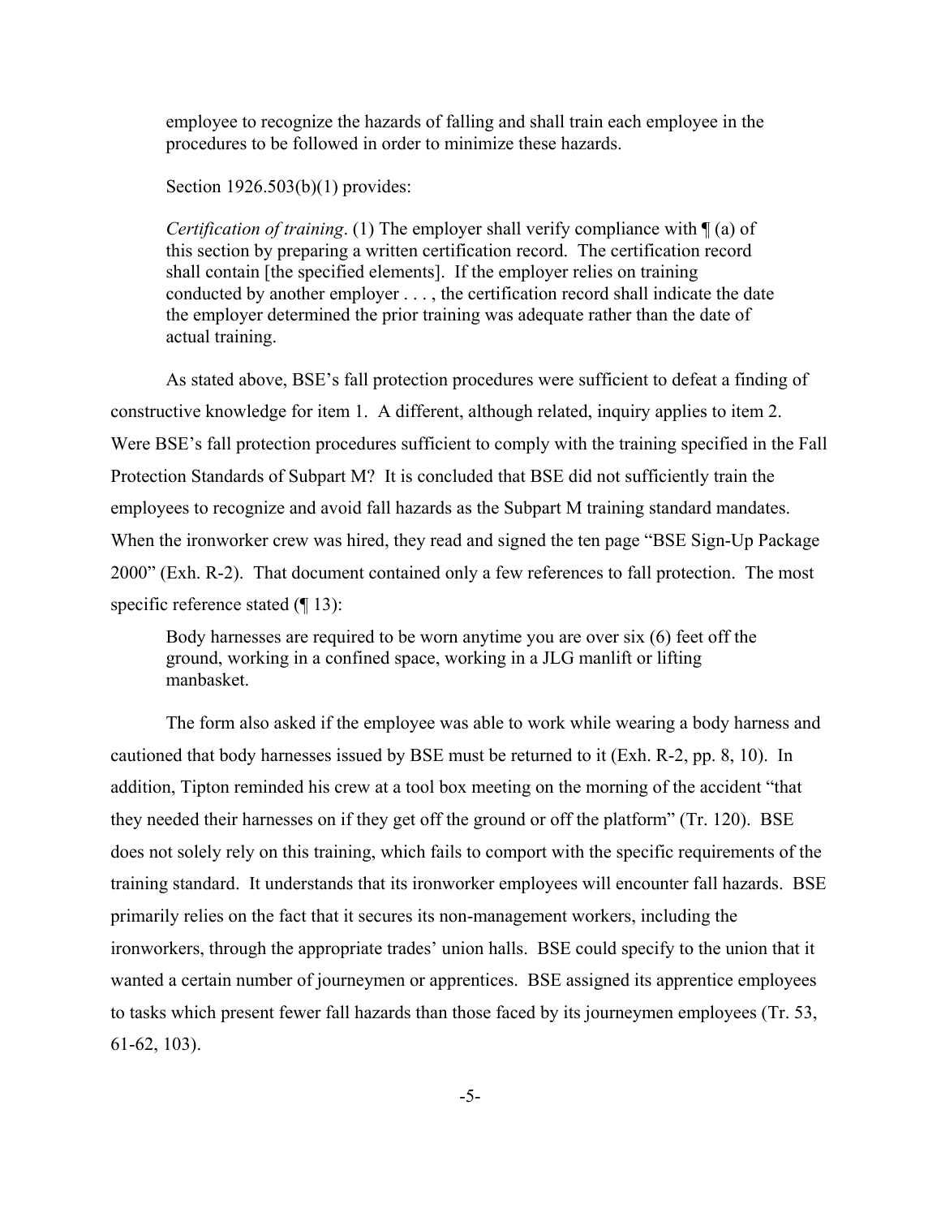> employee to recognize the hazards of falling and shall train each employee in the procedures to be followed in order to minimize these hazards.

Section 1926.503(b)(1) provides:

> *Certification of training*. (1) The employer shall verify compliance with ¶ (a) of this section by preparing a written certification record. The certification record shall contain [the specified elements]. If the employer relies on training conducted by another employer . . . , the certification record shall indicate the date the employer determined the prior training was adequate rather than the date of actual training.

As stated above, BSE's fall protection procedures were sufficient to defeat a finding of constructive knowledge for item 1. A different, although related, inquiry applies to item 2. Were BSE's fall protection procedures sufficient to comply with the training specified in the Fall Protection Standards of Subpart M? It is concluded that BSE did not sufficiently train the employees to recognize and avoid fall hazards as the Subpart M training standard mandates. When the ironworker crew was hired, they read and signed the ten page "BSE Sign-Up Package 2000" (Exh. R-2). That document contained only a few references to fall protection. The most specific reference stated (¶ 13):

> Body harnesses are required to be worn anytime you are over six (6) feet off the ground, working in a confined space, working in a JLG manlift or lifting manbasket.

The form also asked if the employee was able to work while wearing a body harness and cautioned that body harnesses issued by BSE must be returned to it (Exh. R-2, pp. 8, 10). In addition, Tipton reminded his crew at a tool box meeting on the morning of the accident "that they needed their harnesses on if they get off the ground or off the platform" (Tr. 120). BSE does not solely rely on this training, which fails to comport with the specific requirements of the training standard. It understands that its ironworker employees will encounter fall hazards. BSE primarily relies on the fact that it secures its non-management workers, including the ironworkers, through the appropriate trades' union halls. BSE could specify to the union that it wanted a certain number of journeymen or apprentices. BSE assigned its apprentice employees to tasks which present fewer fall hazards than those faced by its journeymen employees (Tr. 53, 61-62, 103).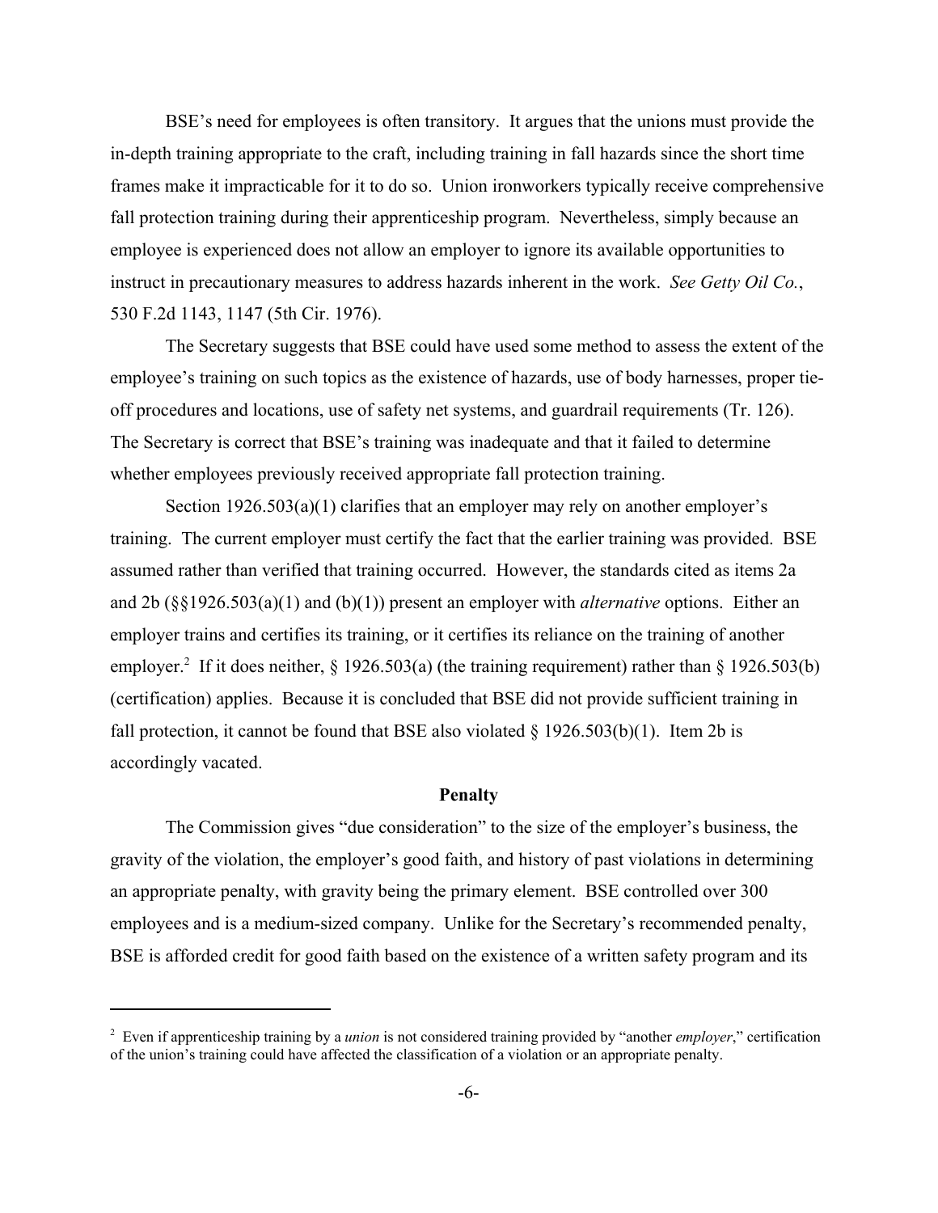BSE's need for employees is often transitory. It argues that the unions must provide the in-depth training appropriate to the craft, including training in fall hazards since the short time frames make it impracticable for it to do so. Union ironworkers typically receive comprehensive fall protection training during their apprenticeship program. Nevertheless, simply because an employee is experienced does not allow an employer to ignore its available opportunities to instruct in precautionary measures to address hazards inherent in the work. *See Getty Oil Co.*, 530 F.2d 1143, 1147 (5th Cir. 1976).

The Secretary suggests that BSE could have used some method to assess the extent of the employee's training on such topics as the existence of hazards, use of body harnesses, proper tie-off procedures and locations, use of safety net systems, and guardrail requirements (Tr. 126). The Secretary is correct that BSE's training was inadequate and that it failed to determine whether employees previously received appropriate fall protection training.

Section 1926.503(a)(1) clarifies that an employer may rely on another employer's training. The current employer must certify the fact that the earlier training was provided. BSE assumed rather than verified that training occurred. However, the standards cited as items 2a and 2b (§§1926.503(a)(1) and (b)(1)) present an employer with *alternative* options. Either an employer trains and certifies its training, or it certifies its reliance on the training of another employer.[2] If it does neither, § 1926.503(a) (the training requirement) rather than § 1926.503(b) (certification) applies. Because it is concluded that BSE did not provide sufficient training in fall protection, it cannot be found that BSE also violated § 1926.503(b)(1). Item 2b is accordingly vacated.

**Penalty**

The Commission gives "due consideration" to the size of the employer's business, the gravity of the violation, the employer's good faith, and history of past violations in determining an appropriate penalty, with gravity being the primary element. BSE controlled over 300 employees and is a medium-sized company. Unlike for the Secretary's recommended penalty, BSE is afforded credit for good faith based on the existence of a written safety program and its

---

[2] Even if apprenticeship training by a *union* is not considered training provided by "another *employer*," certification of the union's training could have affected the classification of a violation or an appropriate penalty.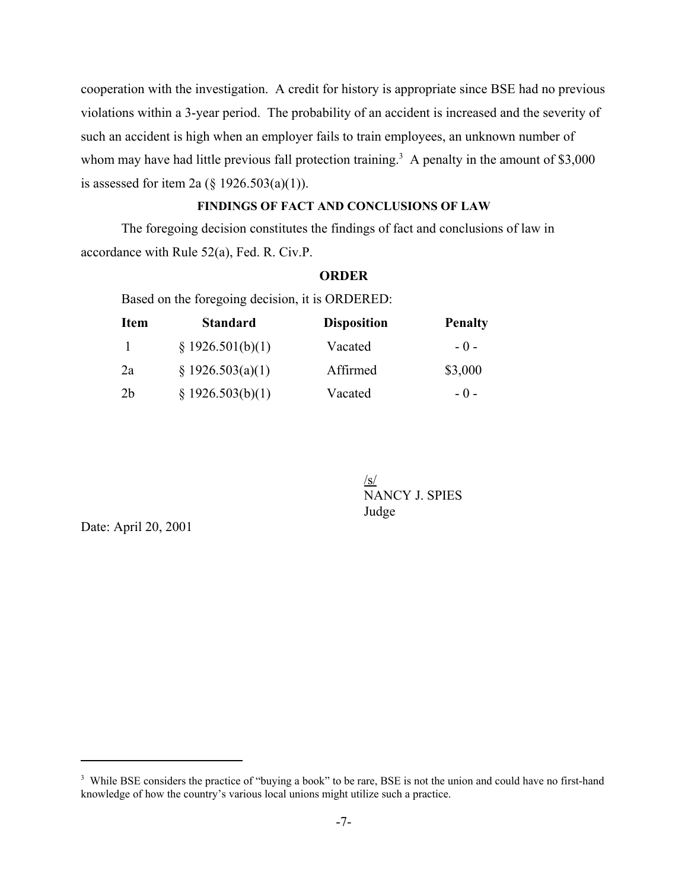cooperation with the investigation. A credit for history is appropriate since BSE had no previous violations within a 3-year period. The probability of an accident is increased and the severity of such an accident is high when an employer fails to train employees, an unknown number of whom may have had little previous fall protection training.[3] A penalty in the amount of $3,000 is assessed for item 2a (§ 1926.503(a)(1)).

## FINDINGS OF FACT AND CONCLUSIONS OF LAW

The foregoing decision constitutes the findings of fact and conclusions of law in accordance with Rule 52(a), Fed. R. Civ.P.

## ORDER

Based on the foregoing decision, it is ORDERED:

| Item | Standard | Disposition | Penalty |
|---|---|---|---|
| 1 | § 1926.501(b)(1) | Vacated | - 0 - |
| 2a | § 1926.503(a)(1) | Affirmed | $3,000 |
| 2b | § 1926.503(b)(1) | Vacated | - 0 - |

/s/
NANCY J. SPIES
Judge

Date: April 20, 2001

[3] While BSE considers the practice of "buying a book" to be rare, BSE is not the union and could have no first-hand knowledge of how the country's various local unions might utilize such a practice.